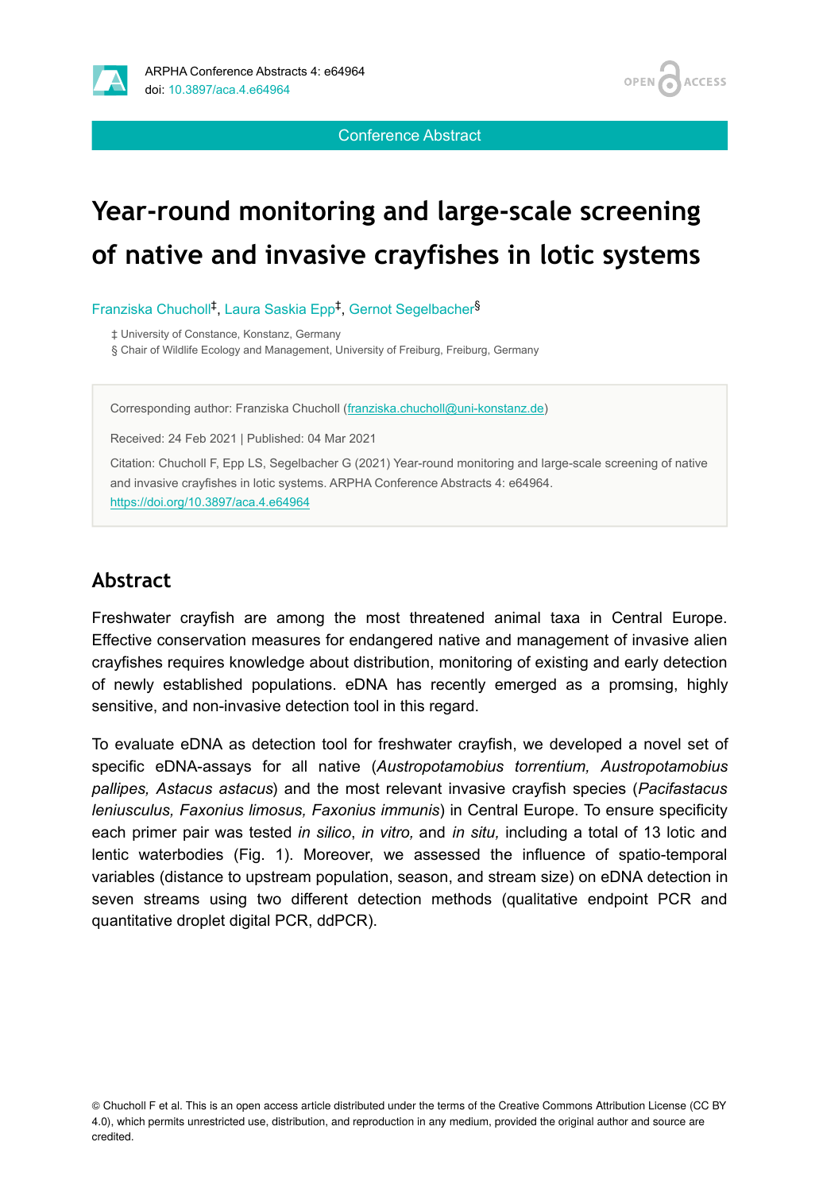Conference Abstract

# Year-round monitoring and large-scale screening of native and invasive crayfishes in lotic systems

Franziska Chucholl[‡], Laura Saskia Epp[‡], Gernot Segelbacher[§]

‡ University of Constance, Konstanz, Germany

§ Chair of Wildlife Ecology and Management, University of Freiburg, Freiburg, Germany

Corresponding author: Franziska Chucholl (franziska.chucholl@uni-konstanz.de)

Received: 24 Feb 2021 | Published: 04 Mar 2021

Citation: Chucholl F, Epp LS, Segelbacher G (2021) Year-round monitoring and large-scale screening of native and invasive crayfishes in lotic systems. ARPHA Conference Abstracts 4: e64964. https://doi.org/10.3897/aca.4.e64964

## Abstract

Freshwater crayfish are among the most threatened animal taxa in Central Europe. Effective conservation measures for endangered native and management of invasive alien crayfishes requires knowledge about distribution, monitoring of existing and early detection of newly established populations. eDNA has recently emerged as a promsing, highly sensitive, and non-invasive detection tool in this regard.

To evaluate eDNA as detection tool for freshwater crayfish, we developed a novel set of specific eDNA-assays for all native (*Austropotamobius torrentium, Austropotamobius pallipes, Astacus astacus*) and the most relevant invasive crayfish species (*Pacifastacus leniusculus, Faxonius limosus, Faxonius immunis*) in Central Europe. To ensure specificity each primer pair was tested *in silico*, *in vitro,* and *in situ,* including a total of 13 lotic and lentic waterbodies (Fig. 1). Moreover, we assessed the influence of spatio-temporal variables (distance to upstream population, season, and stream size) on eDNA detection in seven streams using two different detection methods (qualitative endpoint PCR and quantitative droplet digital PCR, ddPCR).

© Chucholl F et al. This is an open access article distributed under the terms of the Creative Commons Attribution License (CC BY 4.0), which permits unrestricted use, distribution, and reproduction in any medium, provided the original author and source are credited.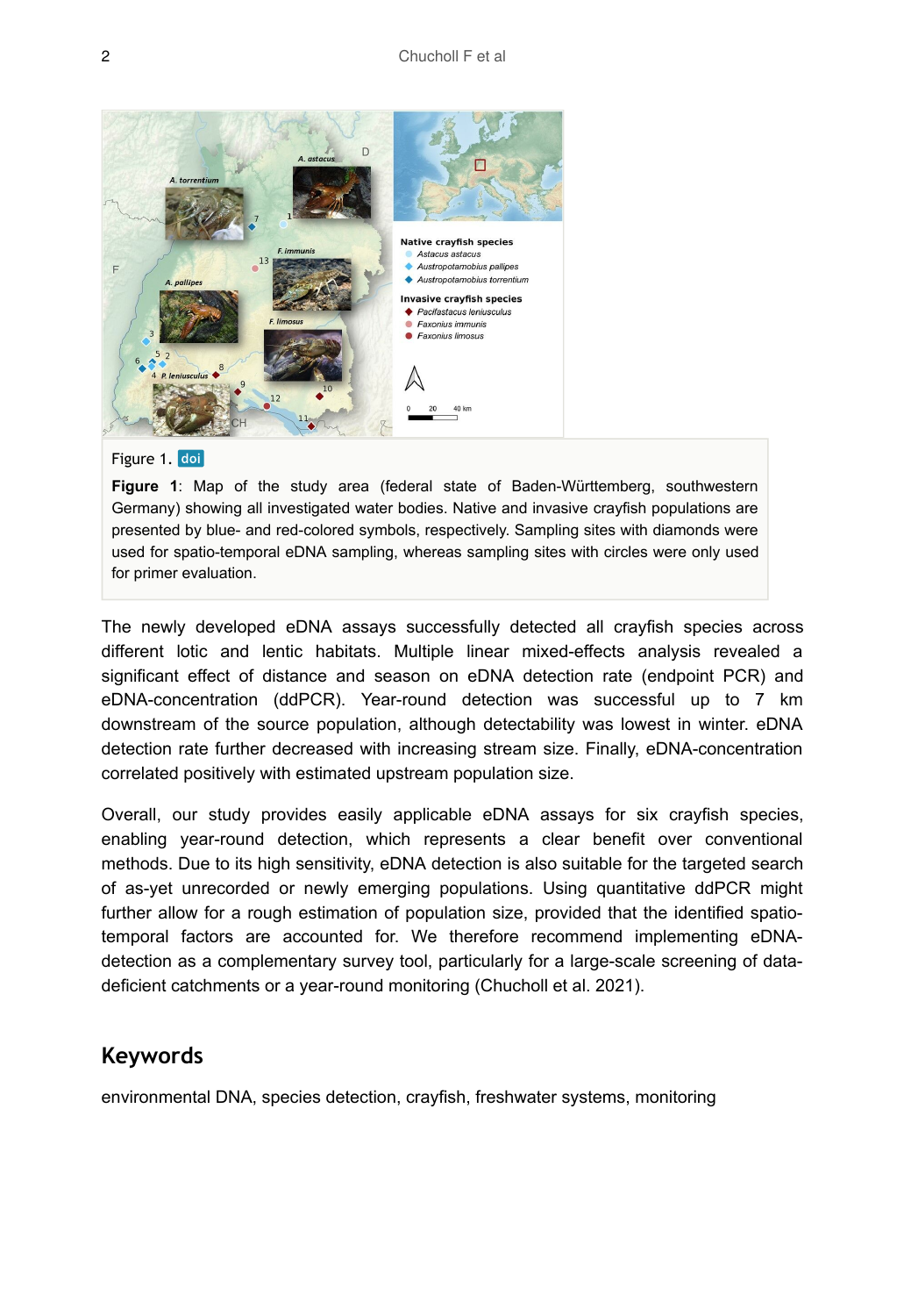Figure 1. doi

**Figure 1**: Map of the study area (federal state of Baden-Württemberg, southwestern Germany) showing all investigated water bodies. Native and invasive crayfish populations are presented by blue- and red-colored symbols, respectively. Sampling sites with diamonds were used for spatio-temporal eDNA sampling, whereas sampling sites with circles were only used for primer evaluation.

The newly developed eDNA assays successfully detected all crayfish species across different lotic and lentic habitats. Multiple linear mixed-effects analysis revealed a significant effect of distance and season on eDNA detection rate (endpoint PCR) and eDNA-concentration (ddPCR). Year-round detection was successful up to 7 km downstream of the source population, although detectability was lowest in winter. eDNA detection rate further decreased with increasing stream size. Finally, eDNA-concentration correlated positively with estimated upstream population size.

Overall, our study provides easily applicable eDNA assays for six crayfish species, enabling year-round detection, which represents a clear benefit over conventional methods. Due to its high sensitivity, eDNA detection is also suitable for the targeted search of as-yet unrecorded or newly emerging populations. Using quantitative ddPCR might further allow for a rough estimation of population size, provided that the identified spatio-temporal factors are accounted for. We therefore recommend implementing eDNA-detection as a complementary survey tool, particularly for a large-scale screening of data-deficient catchments or a year-round monitoring (Chucholl et al. 2021).

## Keywords

environmental DNA, species detection, crayfish, freshwater systems, monitoring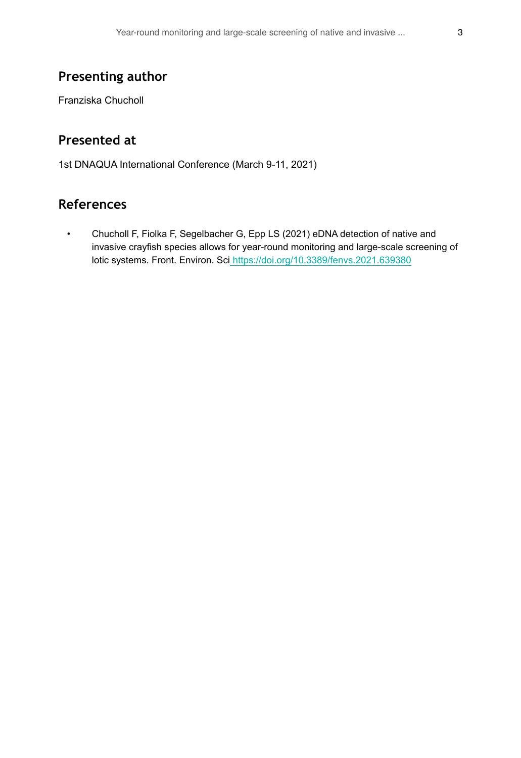## Presenting author

Franziska Chucholl

## Presented at

1st DNAQUA International Conference (March 9-11, 2021)

## References

- Chucholl F, Fiolka F, Segelbacher G, Epp LS (2021) eDNA detection of native and invasive crayfish species allows for year-round monitoring and large-scale screening of lotic systems. Front. Environ. Sci https://doi.org/10.3389/fenvs.2021.639380